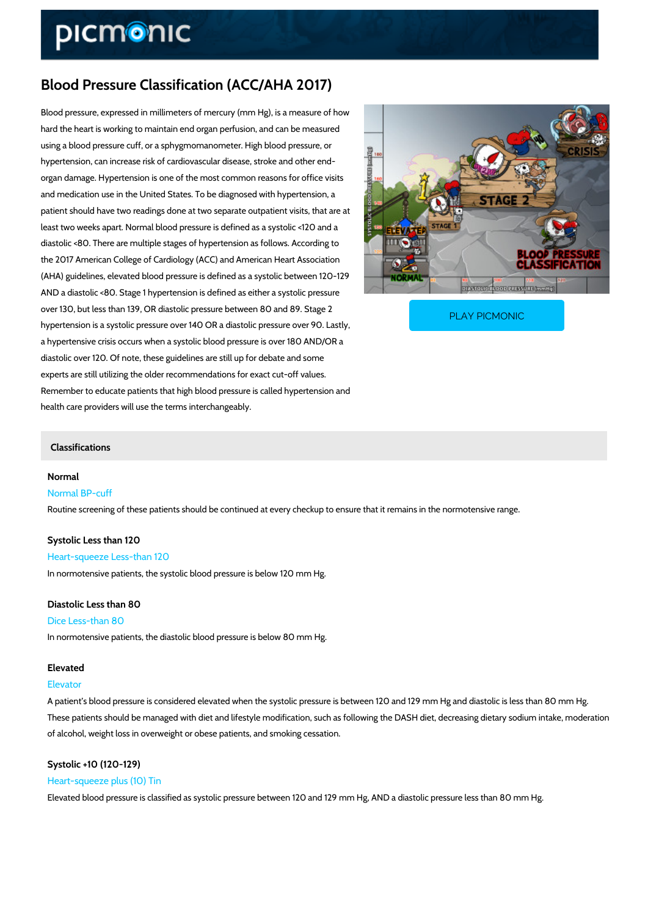# Blood Pressure Classification (ACC/AHA 2017)

Blood pressure, expressed in millimeters of mercury (mm Hg), is a measure of how hard the heart is working to maintain end organ perfusion, and can be measured using a blood pressure cuff, or a sphygmomanometer. High blood pressure, or hypertension, can increase risk of cardiovascular disease, stroke and other end-organ damage. Hypertension is one of the most common reasons for office visits and medication use in the United States. To be diagnosed with hypertension, a patient should have two readings done at two separate outpatient visits, that are at least two weeks apart. Normal blood pressure is defined as a systolic <120 and a diastolic <80. There are multiple stages of hypertension as follows. According to the 2017 American College of Cardiology (ACC) and American Heart Association (AHA) guidelines, elevated blood pressure is defined as a systolic between 120-129 AND a diastolic <80. Stage 1 hypertension is defined as either a systolic pressure over 130, but less than 139, OR diastolic pressure between 80 and 89. Stage 2 hypertension is a systolic pressure over 140 OR a diastolic pressure over 90. Lastly, a hypertensive crisis occurs when a systolic blood pressure is over 180 AND/OR a diastolic over 120. Of note, these guidelines are still up for debate and some experts are still utilizing the older recommendations for exact cut-off values. Remember to educate patients that high blood pressure is called hypertension and health care providers will use the terms interchangeably.

PLAY PICMONIC

## Classifications

### Normal

Normal BP-cuff

Routine screening of these patients should be continued at every checkup to ensure that it remains in the normotensive range.

### Systolic Less than 120

Heart-squeeze Less-than 120

In normotensive patients, the systolic blood pressure is below 120 mm Hg.

### Diastolic Less than 80

Dice Less-than 80

In normotensive patients, the diastolic blood pressure is below 80 mm Hg.

### Elevated

Elevator

A patient's blood pressure is considered elevated when the systolic pressure is between 120 and 129 mm Hg and diastolic is less than 80 mm Hg. These patients should be managed with diet and lifestyle modification, such as following the DASH diet, decreasing dietary sodium intake, moderation of alcohol, weight loss in overweight or obese patients, and smoking cessation.

### Systolic +10 (120-129)

Heart-squeeze plus (10) Tin

Elevated blood pressure is classified as systolic pressure between 120 and 129 mm Hg, AND a diastolic pressure less than 80 mm Hg.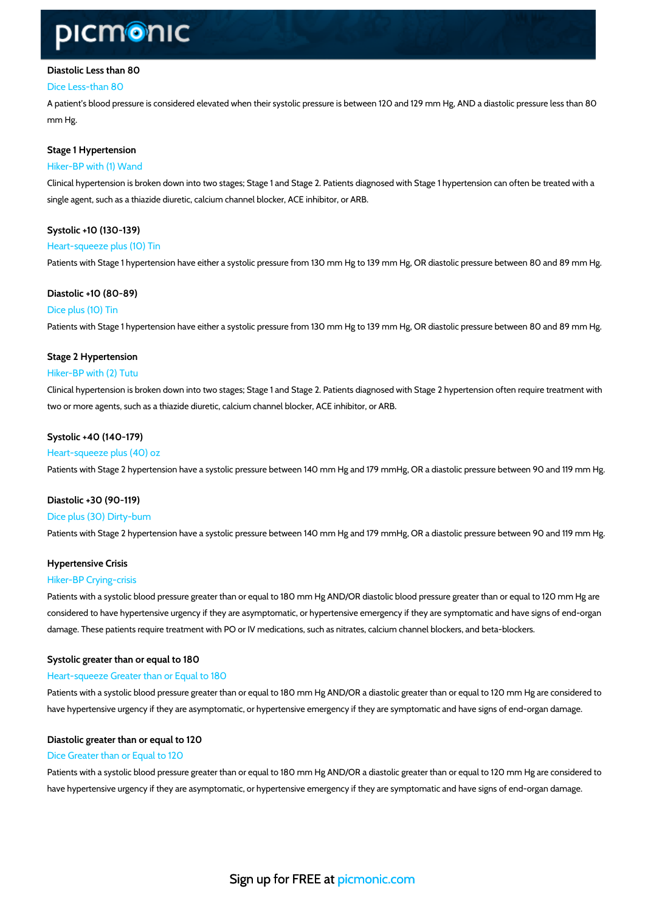**Diastolic Less than 80**

Dice Less-than 80

A patient's blood pressure is considered elevated when their systolic pressure is between 120 and 129 mm Hg, AND a diastolic pressure less than 80 mm Hg.

**Stage 1 Hypertension**

Hiker-BP with (1) Wand

Clinical hypertension is broken down into two stages; Stage 1 and Stage 2. Patients diagnosed with Stage 1 hypertension can often be treated with a single agent, such as a thiazide diuretic, calcium channel blocker, ACE inhibitor, or ARB.

**Systolic +10 (130-139)**

Heart-squeeze plus (10) Tin

Patients with Stage 1 hypertension have either a systolic pressure from 130 mm Hg to 139 mm Hg, OR diastolic pressure between 80 and 89 mm Hg.

**Diastolic +10 (80-89)**

Dice plus (10) Tin

Patients with Stage 1 hypertension have either a systolic pressure from 130 mm Hg to 139 mm Hg, OR diastolic pressure between 80 and 89 mm Hg.

**Stage 2 Hypertension**

Hiker-BP with (2) Tutu

Clinical hypertension is broken down into two stages; Stage 1 and Stage 2. Patients diagnosed with Stage 2 hypertension often require treatment with two or more agents, such as a thiazide diuretic, calcium channel blocker, ACE inhibitor, or ARB.

**Systolic +40 (140-179)**

Heart-squeeze plus (40) oz

Patients with Stage 2 hypertension have a systolic pressure between 140 mm Hg and 179 mmHg, OR a diastolic pressure between 90 and 119 mm Hg.

**Diastolic +30 (90-119)**

Dice plus (30) Dirty-bum

Patients with Stage 2 hypertension have a systolic pressure between 140 mm Hg and 179 mmHg, OR a diastolic pressure between 90 and 119 mm Hg.

**Hypertensive Crisis**

Hiker-BP Crying-crisis

Patients with a systolic blood pressure greater than or equal to 180 mm Hg AND/OR diastolic blood pressure greater than or equal to 120 mm Hg are considered to have hypertensive urgency if they are asymptomatic, or hypertensive emergency if they are symptomatic and have signs of end-organ damage. These patients require treatment with PO or IV medications, such as nitrates, calcium channel blockers, and beta-blockers.

**Systolic greater than or equal to 180**

Heart-squeeze Greater than or Equal to 180

Patients with a systolic blood pressure greater than or equal to 180 mm Hg AND/OR a diastolic greater than or equal to 120 mm Hg are considered to have hypertensive urgency if they are asymptomatic, or hypertensive emergency if they are symptomatic and have signs of end-organ damage.

**Diastolic greater than or equal to 120**

Dice Greater than or Equal to 120

Patients with a systolic blood pressure greater than or equal to 180 mm Hg AND/OR a diastolic greater than or equal to 120 mm Hg are considered to have hypertensive urgency if they are asymptomatic, or hypertensive emergency if they are symptomatic and have signs of end-organ damage.